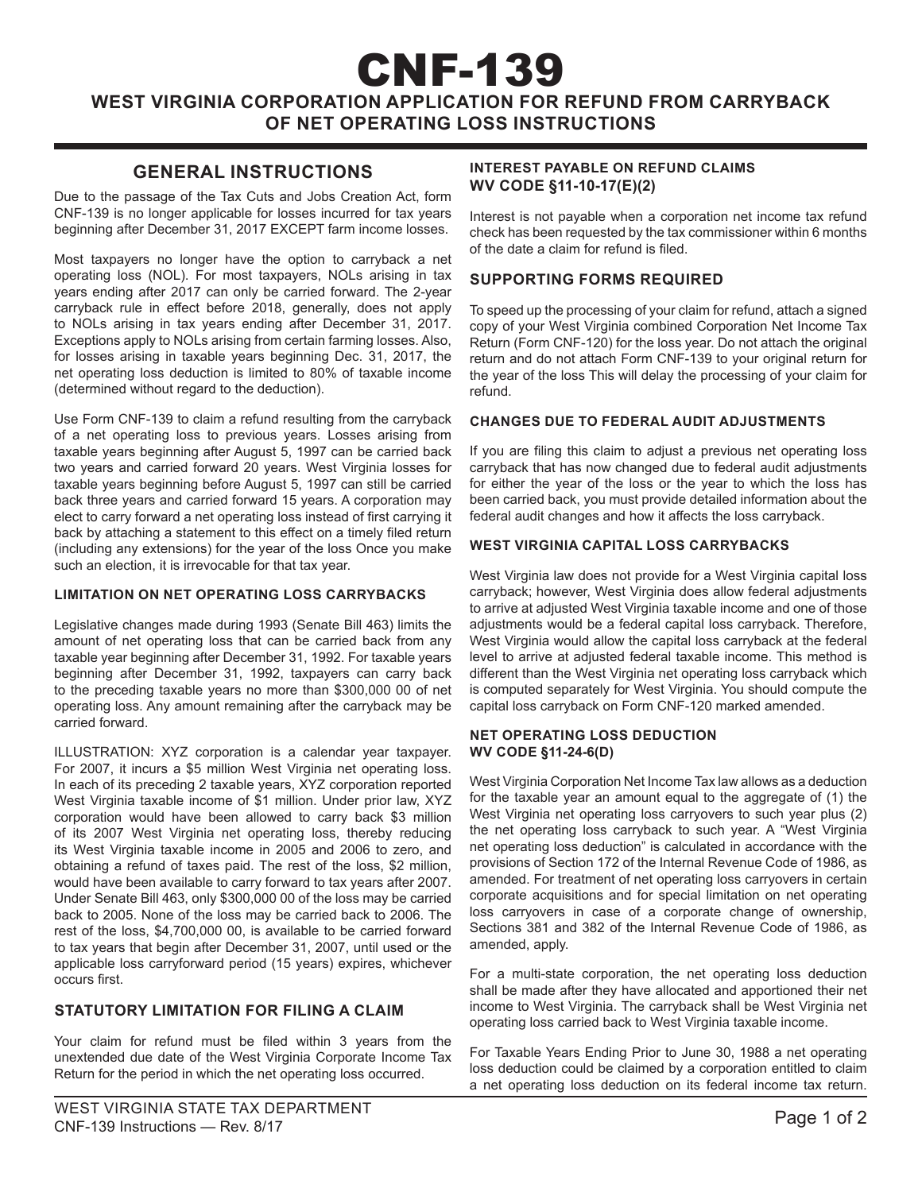# CNF-139

## WEST VIRGINIA CORPORATION APPLICATION FOR REFUND FROM CARRYBACK OF NET OPERATING LOSS INSTRUCTIONS

## GENERAL INSTRUCTIONS

Due to the passage of the Tax Cuts and Jobs Creation Act, form CNF-139 is no longer applicable for losses incurred for tax years beginning after December 31, 2017 EXCEPT farm income losses.

Most taxpayers no longer have the option to carryback a net operating loss (NOL). For most taxpayers, NOLs arising in tax years ending after 2017 can only be carried forward. The 2-year carryback rule in effect before 2018, generally, does not apply to NOLs arising in tax years ending after December 31, 2017. Exceptions apply to NOLs arising from certain farming losses. Also, for losses arising in taxable years beginning Dec. 31, 2017, the net operating loss deduction is limited to 80% of taxable income (determined without regard to the deduction).

Use Form CNF-139 to claim a refund resulting from the carryback of a net operating loss to previous years. Losses arising from taxable years beginning after August 5, 1997 can be carried back two years and carried forward 20 years. West Virginia losses for taxable years beginning before August 5, 1997 can still be carried back three years and carried forward 15 years. A corporation may elect to carry forward a net operating loss instead of first carrying it back by attaching a statement to this effect on a timely filed return (including any extensions) for the year of the loss Once you make such an election, it is irrevocable for that tax year.

### LIMITATION ON NET OPERATING LOSS CARRYBACKS

Legislative changes made during 1993 (Senate Bill 463) limits the amount of net operating loss that can be carried back from any taxable year beginning after December 31, 1992. For taxable years beginning after December 31, 1992, taxpayers can carry back to the preceding taxable years no more than $300,000 00 of net operating loss. Any amount remaining after the carryback may be carried forward.

ILLUSTRATION: XYZ corporation is a calendar year taxpayer. For 2007, it incurs a $5 million West Virginia net operating loss. In each of its preceding 2 taxable years, XYZ corporation reported West Virginia taxable income of $1 million. Under prior law, XYZ corporation would have been allowed to carry back $3 million of its 2007 West Virginia net operating loss, thereby reducing its West Virginia taxable income in 2005 and 2006 to zero, and obtaining a refund of taxes paid. The rest of the loss, $2 million, would have been available to carry forward to tax years after 2007. Under Senate Bill 463, only $300,000 00 of the loss may be carried back to 2005. None of the loss may be carried back to 2006. The rest of the loss, $4,700,000 00, is available to be carried forward to tax years that begin after December 31, 2007, until used or the applicable loss carryforward period (15 years) expires, whichever occurs first.

### STATUTORY LIMITATION FOR FILING A CLAIM

Your claim for refund must be filed within 3 years from the unextended due date of the West Virginia Corporate Income Tax Return for the period in which the net operating loss occurred.

### INTEREST PAYABLE ON REFUND CLAIMS WV CODE §11-10-17(E)(2)

Interest is not payable when a corporation net income tax refund check has been requested by the tax commissioner within 6 months of the date a claim for refund is filed.

### SUPPORTING FORMS REQUIRED

To speed up the processing of your claim for refund, attach a signed copy of your West Virginia combined Corporation Net Income Tax Return (Form CNF-120) for the loss year. Do not attach the original return and do not attach Form CNF-139 to your original return for the year of the loss This will delay the processing of your claim for refund.

### CHANGES DUE TO FEDERAL AUDIT ADJUSTMENTS

If you are filing this claim to adjust a previous net operating loss carryback that has now changed due to federal audit adjustments for either the year of the loss or the year to which the loss has been carried back, you must provide detailed information about the federal audit changes and how it affects the loss carryback.

### WEST VIRGINIA CAPITAL LOSS CARRYBACKS

West Virginia law does not provide for a West Virginia capital loss carryback; however, West Virginia does allow federal adjustments to arrive at adjusted West Virginia taxable income and one of those adjustments would be a federal capital loss carryback. Therefore, West Virginia would allow the capital loss carryback at the federal level to arrive at adjusted federal taxable income. This method is different than the West Virginia net operating loss carryback which is computed separately for West Virginia. You should compute the capital loss carryback on Form CNF-120 marked amended.

### NET OPERATING LOSS DEDUCTION WV CODE §11-24-6(D)

West Virginia Corporation Net Income Tax law allows as a deduction for the taxable year an amount equal to the aggregate of (1) the West Virginia net operating loss carryovers to such year plus (2) the net operating loss carryback to such year. A "West Virginia net operating loss deduction" is calculated in accordance with the provisions of Section 172 of the Internal Revenue Code of 1986, as amended. For treatment of net operating loss carryovers in certain corporate acquisitions and for special limitation on net operating loss carryovers in case of a corporate change of ownership, Sections 381 and 382 of the Internal Revenue Code of 1986, as amended, apply.

For a multi-state corporation, the net operating loss deduction shall be made after they have allocated and apportioned their net income to West Virginia. The carryback shall be West Virginia net operating loss carried back to West Virginia taxable income.

For Taxable Years Ending Prior to June 30, 1988 a net operating loss deduction could be claimed by a corporation entitled to claim a net operating loss deduction on its federal income tax return.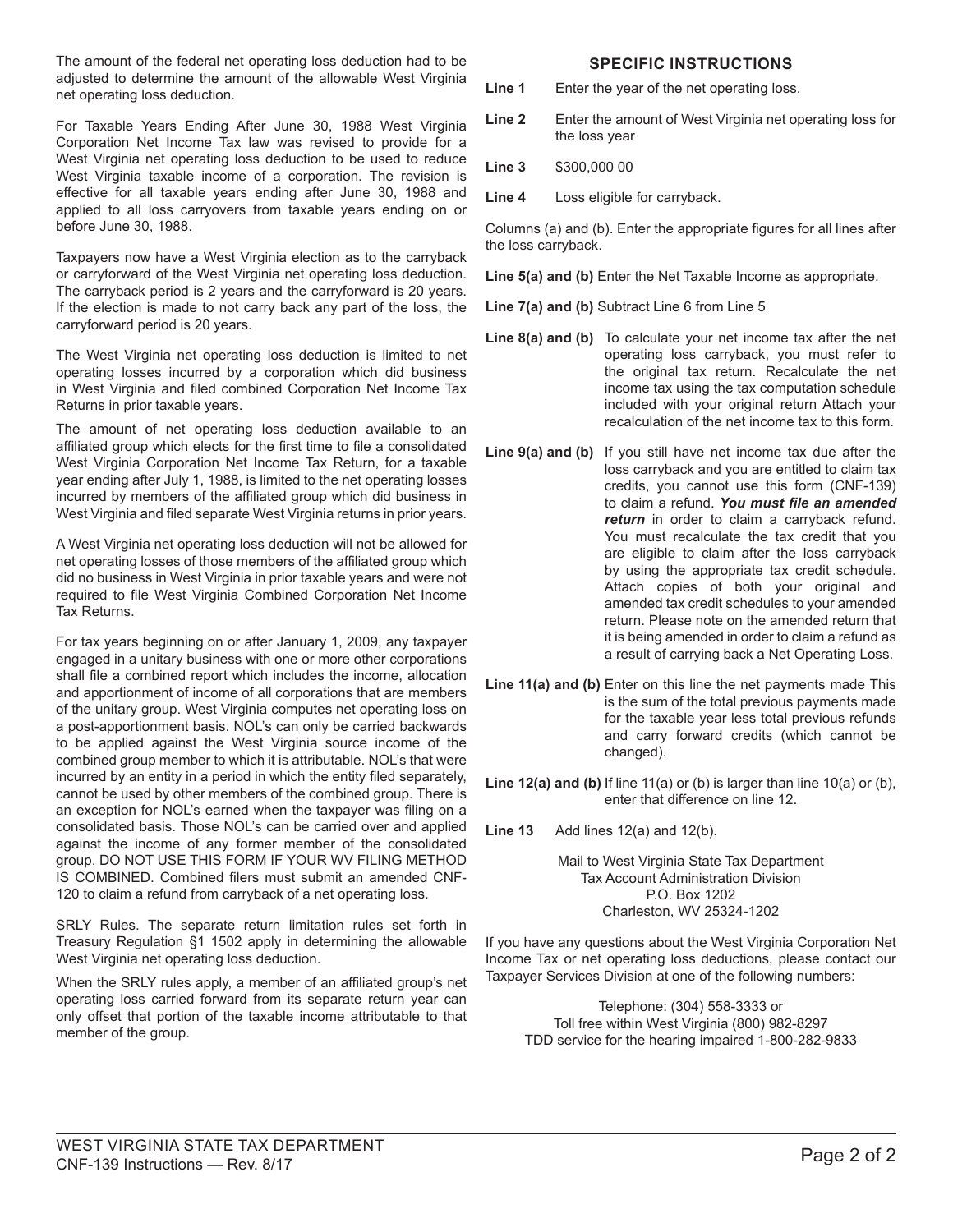The amount of the federal net operating loss deduction had to be adjusted to determine the amount of the allowable West Virginia net operating loss deduction.

For Taxable Years Ending After June 30, 1988 West Virginia Corporation Net Income Tax law was revised to provide for a West Virginia net operating loss deduction to be used to reduce West Virginia taxable income of a corporation. The revision is effective for all taxable years ending after June 30, 1988 and applied to all loss carryovers from taxable years ending on or before June 30, 1988.

Taxpayers now have a West Virginia election as to the carryback or carryforward of the West Virginia net operating loss deduction. The carryback period is 2 years and the carryforward is 20 years. If the election is made to not carry back any part of the loss, the carryforward period is 20 years.

The West Virginia net operating loss deduction is limited to net operating losses incurred by a corporation which did business in West Virginia and filed combined Corporation Net Income Tax Returns in prior taxable years.

The amount of net operating loss deduction available to an affiliated group which elects for the first time to file a consolidated West Virginia Corporation Net Income Tax Return, for a taxable year ending after July 1, 1988, is limited to the net operating losses incurred by members of the affiliated group which did business in West Virginia and filed separate West Virginia returns in prior years.

A West Virginia net operating loss deduction will not be allowed for net operating losses of those members of the affiliated group which did no business in West Virginia in prior taxable years and were not required to file West Virginia Combined Corporation Net Income Tax Returns.

For tax years beginning on or after January 1, 2009, any taxpayer engaged in a unitary business with one or more other corporations shall file a combined report which includes the income, allocation and apportionment of income of all corporations that are members of the unitary group. West Virginia computes net operating loss on a post-apportionment basis. NOL's can only be carried backwards to be applied against the West Virginia source income of the combined group member to which it is attributable. NOL's that were incurred by an entity in a period in which the entity filed separately, cannot be used by other members of the combined group. There is an exception for NOL's earned when the taxpayer was filing on a consolidated basis. Those NOL's can be carried over and applied against the income of any former member of the consolidated group. DO NOT USE THIS FORM IF YOUR WV FILING METHOD IS COMBINED. Combined filers must submit an amended CNF-120 to claim a refund from carryback of a net operating loss.

SRLY Rules. The separate return limitation rules set forth in Treasury Regulation §1 1502 apply in determining the allowable West Virginia net operating loss deduction.

When the SRLY rules apply, a member of an affiliated group's net operating loss carried forward from its separate return year can only offset that portion of the taxable income attributable to that member of the group.

## SPECIFIC INSTRUCTIONS

**Line 1** Enter the year of the net operating loss.

**Line 2** Enter the amount of West Virginia net operating loss for the loss year

**Line 3** $300,000 00

**Line 4** Loss eligible for carryback.

Columns (a) and (b). Enter the appropriate figures for all lines after the loss carryback.

**Line 5(a) and (b)** Enter the Net Taxable Income as appropriate.

**Line 7(a) and (b)** Subtract Line 6 from Line 5

**Line 8(a) and (b)** To calculate your net income tax after the net operating loss carryback, you must refer to the original tax return. Recalculate the net income tax using the tax computation schedule included with your original return Attach your recalculation of the net income tax to this form.

**Line 9(a) and (b)** If you still have net income tax due after the loss carryback and you are entitled to claim tax credits, you cannot use this form (CNF-139) to claim a refund. ***You must file an amended return*** in order to claim a carryback refund. You must recalculate the tax credit that you are eligible to claim after the loss carryback by using the appropriate tax credit schedule. Attach copies of both your original and amended tax credit schedules to your amended return. Please note on the amended return that it is being amended in order to claim a refund as a result of carrying back a Net Operating Loss.

**Line 11(a) and (b)** Enter on this line the net payments made This is the sum of the total previous payments made for the taxable year less total previous refunds and carry forward credits (which cannot be changed).

**Line 12(a) and (b)** If line 11(a) or (b) is larger than line 10(a) or (b), enter that difference on line 12.

**Line 13** Add lines 12(a) and 12(b).

Mail to West Virginia State Tax Department
Tax Account Administration Division
P.O. Box 1202
Charleston, WV 25324-1202

If you have any questions about the West Virginia Corporation Net Income Tax or net operating loss deductions, please contact our Taxpayer Services Division at one of the following numbers:

Telephone: (304) 558-3333 or
Toll free within West Virginia (800) 982-8297
TDD service for the hearing impaired 1-800-282-9833

WEST VIRGINIA STATE TAX DEPARTMENT
CNF-139 Instructions — Rev. 8/17